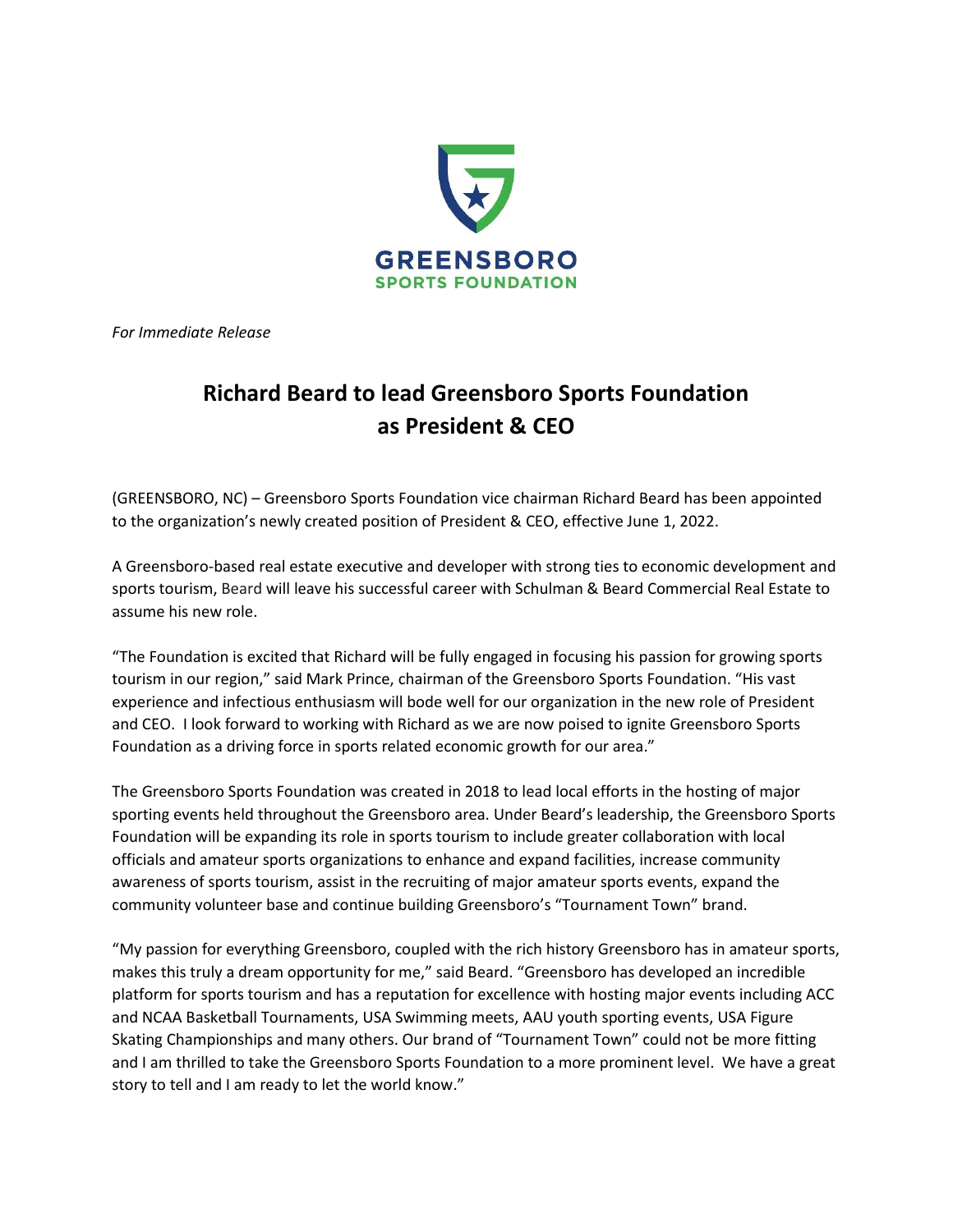GREENSBORO
SPORTS FOUNDATION

*For Immediate Release*

# Richard Beard to lead Greensboro Sports Foundation as President & CEO

(GREENSBORO, NC) – Greensboro Sports Foundation vice chairman Richard Beard has been appointed to the organization's newly created position of President & CEO, effective June 1, 2022.

A Greensboro-based real estate executive and developer with strong ties to economic development and sports tourism, Beard will leave his successful career with Schulman & Beard Commercial Real Estate to assume his new role.

"The Foundation is excited that Richard will be fully engaged in focusing his passion for growing sports tourism in our region," said Mark Prince, chairman of the Greensboro Sports Foundation. "His vast experience and infectious enthusiasm will bode well for our organization in the new role of President and CEO. I look forward to working with Richard as we are now poised to ignite Greensboro Sports Foundation as a driving force in sports related economic growth for our area."

The Greensboro Sports Foundation was created in 2018 to lead local efforts in the hosting of major sporting events held throughout the Greensboro area. Under Beard's leadership, the Greensboro Sports Foundation will be expanding its role in sports tourism to include greater collaboration with local officials and amateur sports organizations to enhance and expand facilities, increase community awareness of sports tourism, assist in the recruiting of major amateur sports events, expand the community volunteer base and continue building Greensboro's "Tournament Town" brand.

"My passion for everything Greensboro, coupled with the rich history Greensboro has in amateur sports, makes this truly a dream opportunity for me," said Beard. "Greensboro has developed an incredible platform for sports tourism and has a reputation for excellence with hosting major events including ACC and NCAA Basketball Tournaments, USA Swimming meets, AAU youth sporting events, USA Figure Skating Championships and many others. Our brand of "Tournament Town" could not be more fitting and I am thrilled to take the Greensboro Sports Foundation to a more prominent level. We have a great story to tell and I am ready to let the world know."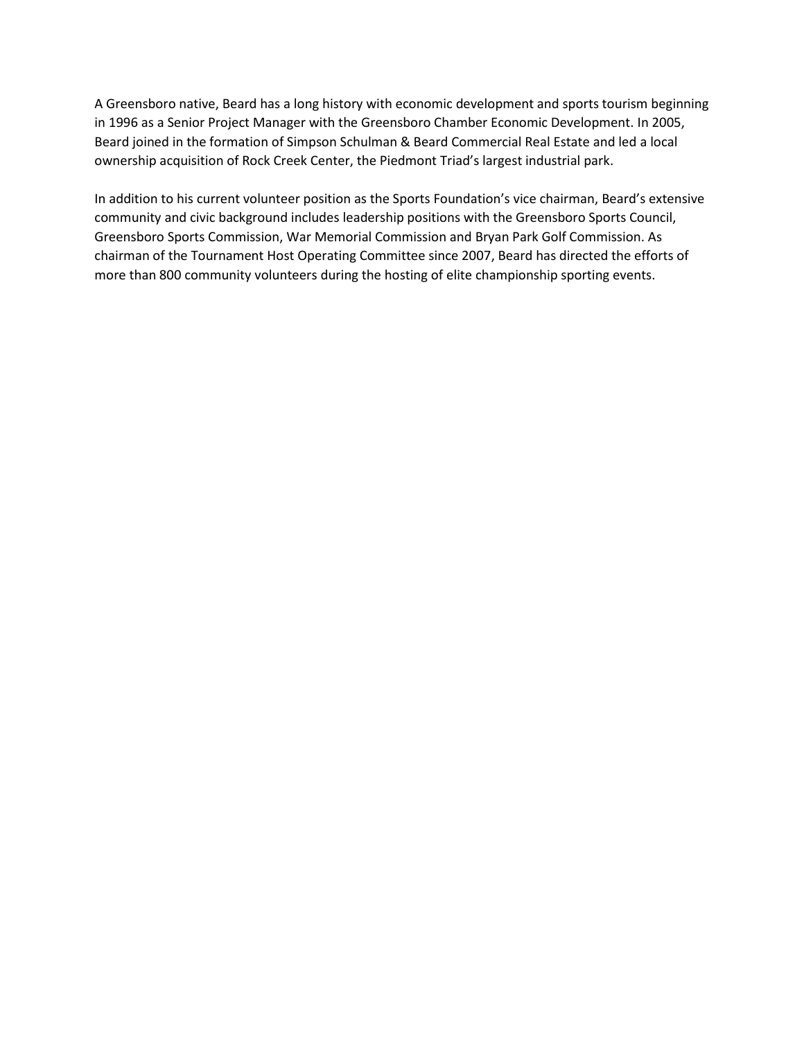A Greensboro native, Beard has a long history with economic development and sports tourism beginning in 1996 as a Senior Project Manager with the Greensboro Chamber Economic Development. In 2005, Beard joined in the formation of Simpson Schulman & Beard Commercial Real Estate and led a local ownership acquisition of Rock Creek Center, the Piedmont Triad's largest industrial park.

In addition to his current volunteer position as the Sports Foundation's vice chairman, Beard's extensive community and civic background includes leadership positions with the Greensboro Sports Council, Greensboro Sports Commission, War Memorial Commission and Bryan Park Golf Commission. As chairman of the Tournament Host Operating Committee since 2007, Beard has directed the efforts of more than 800 community volunteers during the hosting of elite championship sporting events.